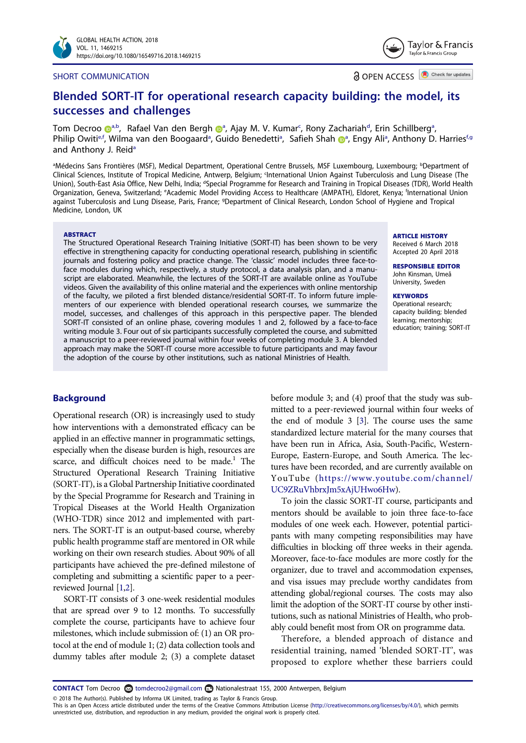SHORT COMMUNICATION

OPEN ACCESS

# Blended SORT-IT for operational research capacity building: the model, its successes and challenges

Tom Decroo[a,b], Rafael Van den Bergh[a], Ajay M. V. Kumar[c], Rony Zachariah[d], Erin Schillberg[a], Philip Owiti[e,f], Wilma van den Boogaard[a], Guido Benedetti[a], Safieh Shah[a], Engy Ali[a], Anthony D. Harries[f,g] and Anthony J. Reid[a]

[a]Médecins Sans Frontières (MSF), Medical Department, Operational Centre Brussels, MSF Luxembourg, Luxembourg; [b]Department of Clinical Sciences, Institute of Tropical Medicine, Antwerp, Belgium; [c]International Union Against Tuberculosis and Lung Disease (The Union), South-East Asia Office, New Delhi, India; [d]Special Programme for Research and Training in Tropical Diseases (TDR), World Health Organization, Geneva, Switzerland; [e]Academic Model Providing Access to Healthcare (AMPATH), Eldoret, Kenya; [f]International Union against Tuberculosis and Lung Disease, Paris, France; [g]Department of Clinical Research, London School of Hygiene and Tropical Medicine, London, UK

**ABSTRACT**

The Structured Operational Research Training Initiative (SORT-IT) has been shown to be very effective in strengthening capacity for conducting operational research, publishing in scientific journals and fostering policy and practice change. The 'classic' model includes three face-to-face modules during which, respectively, a study protocol, a data analysis plan, and a manuscript are elaborated. Meanwhile, the lectures of the SORT-IT are available online as YouTube videos. Given the availability of this online material and the experiences with online mentorship of the faculty, we piloted a first blended distance/residential SORT-IT. To inform future implementers of our experience with blended operational research courses, we summarize the model, successes, and challenges of this approach in this perspective paper. The blended SORT-IT consisted of an online phase, covering modules 1 and 2, followed by a face-to-face writing module 3. Four out of six participants successfully completed the course, and submitted a manuscript to a peer-reviewed journal within four weeks of completing module 3. A blended approach may make the SORT-IT course more accessible to future participants and may favour the adoption of the course by other institutions, such as national Ministries of Health.

**ARTICLE HISTORY**
Received 6 March 2018
Accepted 20 April 2018

**RESPONSIBLE EDITOR**
John Kinsman, Umeå University, Sweden

**KEYWORDS**
Operational research; capacity building; blended learning; mentorship; education; training; SORT-IT

## Background

Operational research (OR) is increasingly used to study how interventions with a demonstrated efficacy can be applied in an effective manner in programmatic settings, especially when the disease burden is high, resources are scarce, and difficult choices need to be made.[1] The Structured Operational Research Training Initiative (SORT-IT), is a Global Partnership Initiative coordinated by the Special Programme for Research and Training in Tropical Diseases at the World Health Organization (WHO-TDR) since 2012 and implemented with partners. The SORT-IT is an output-based course, whereby public health programme staff are mentored in OR while working on their own research studies. About 90% of all participants have achieved the pre-defined milestone of completing and submitting a scientific paper to a peer-reviewed Journal [1,2].

SORT-IT consists of 3 one-week residential modules that are spread over 9 to 12 months. To successfully complete the course, participants have to achieve four milestones, which include submission of: (1) an OR protocol at the end of module 1; (2) data collection tools and dummy tables after module 2; (3) a complete dataset before module 3; and (4) proof that the study was submitted to a peer-reviewed journal within four weeks of the end of module 3 [3]. The course uses the same standardized lecture material for the many courses that have been run in Africa, Asia, South-Pacific, Western-Europe, Eastern-Europe, and South America. The lectures have been recorded, and are currently available on YouTube (https://www.youtube.com/channel/UC9ZRuVhbrxJm5xAjUHwo6Hw).

To join the classic SORT-IT course, participants and mentors should be available to join three face-to-face modules of one week each. However, potential participants with many competing responsibilities may have difficulties in blocking off three weeks in their agenda. Moreover, face-to-face modules are more costly for the organizer, due to travel and accommodation expenses, and visa issues may preclude worthy candidates from attending global/regional courses. The costs may also limit the adoption of the SORT-IT course by other institutions, such as national Ministries of Health, who probably could benefit most from OR on programme data.

Therefore, a blended approach of distance and residential training, named 'blended SORT-IT', was proposed to explore whether these barriers could

**CONTACT** Tom Decroo tomdecroo2@gmail.com Nationalestraat 155, 2000 Antwerpen, Belgium

© 2018 The Author(s). Published by Informa UK Limited, trading as Taylor & Francis Group.
This is an Open Access article distributed under the terms of the Creative Commons Attribution License (http://creativecommons.org/licenses/by/4.0/), which permits unrestricted use, distribution, and reproduction in any medium, provided the original work is properly cited.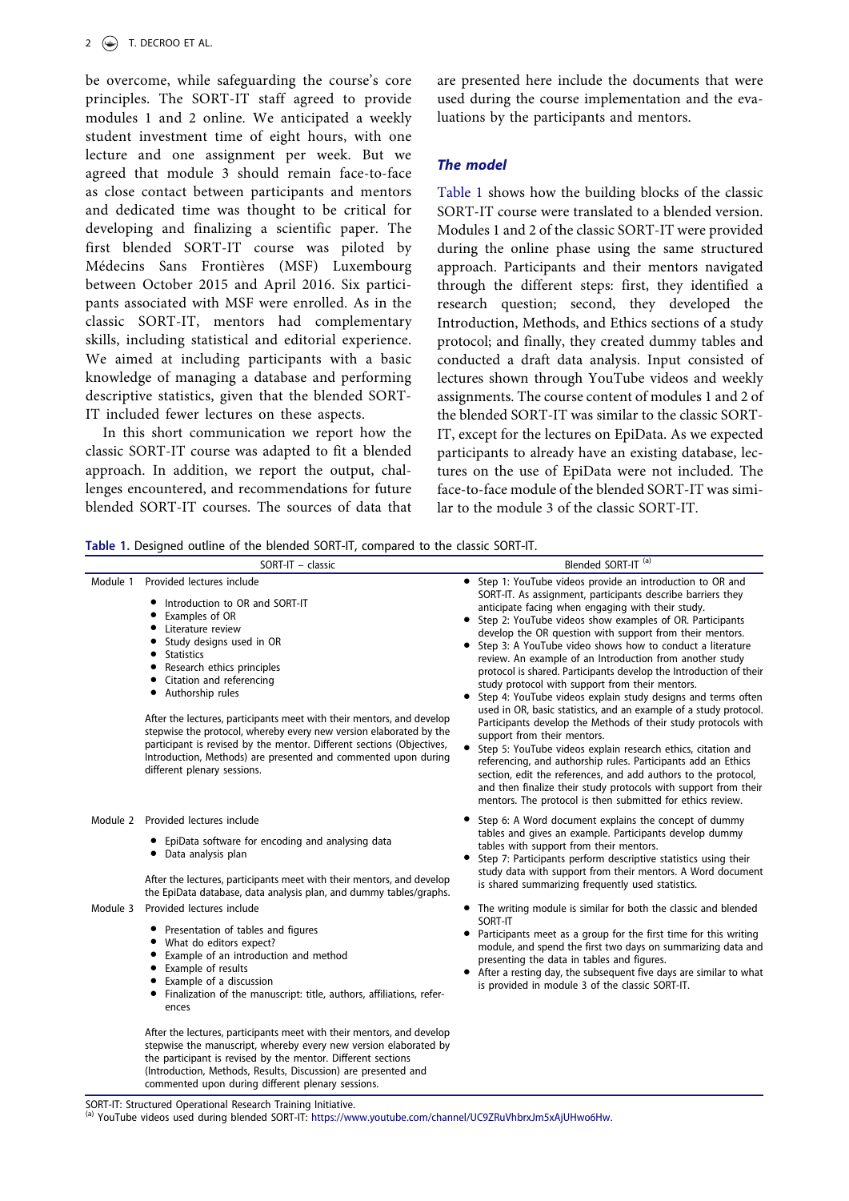be overcome, while safeguarding the course's core principles. The SORT-IT staff agreed to provide modules 1 and 2 online. We anticipated a weekly student investment time of eight hours, with one lecture and one assignment per week. But we agreed that module 3 should remain face-to-face as close contact between participants and mentors and dedicated time was thought to be critical for developing and finalizing a scientific paper. The first blended SORT-IT course was piloted by Médecins Sans Frontières (MSF) Luxembourg between October 2015 and April 2016. Six participants associated with MSF were enrolled. As in the classic SORT-IT, mentors had complementary skills, including statistical and editorial experience. We aimed at including participants with a basic knowledge of managing a database and performing descriptive statistics, given that the blended SORT-IT included fewer lectures on these aspects.

In this short communication we report how the classic SORT-IT course was adapted to fit a blended approach. In addition, we report the output, challenges encountered, and recommendations for future blended SORT-IT courses. The sources of data that are presented here include the documents that were used during the course implementation and the evaluations by the participants and mentors.

## The model

Table 1 shows how the building blocks of the classic SORT-IT course were translated to a blended version. Modules 1 and 2 of the classic SORT-IT were provided during the online phase using the same structured approach. Participants and their mentors navigated through the different steps: first, they identified a research question; second, they developed the Introduction, Methods, and Ethics sections of a study protocol; and finally, they created dummy tables and conducted a draft data analysis. Input consisted of lectures shown through YouTube videos and weekly assignments. The course content of modules 1 and 2 of the blended SORT-IT was similar to the classic SORT-IT, except for the lectures on EpiData. As we expected participants to already have an existing database, lectures on the use of EpiData were not included. The face-to-face module of the blended SORT-IT was similar to the module 3 of the classic SORT-IT.

**Table 1.** Designed outline of the blended SORT-IT, compared to the classic SORT-IT.

| | SORT-IT – classic | Blended SORT-IT [a] |
|---|---|---|
| Module 1 | Provided lectures include<br>• Introduction to OR and SORT-IT<br>• Examples of OR<br>• Literature review<br>• Study designs used in OR<br>• Statistics<br>• Research ethics principles<br>• Citation and referencing<br>• Authorship rules<br><br>After the lectures, participants meet with their mentors, and develop stepwise the protocol, whereby every new version elaborated by the participant is revised by the mentor. Different sections (Objectives, Introduction, Methods) are presented and commented upon during different plenary sessions. | • Step 1: YouTube videos provide an introduction to OR and SORT-IT. As assignment, participants describe barriers they anticipate facing when engaging with their study.<br>• Step 2: YouTube videos show examples of OR. Participants develop the OR question with support from their mentors.<br>• Step 3: A YouTube video shows how to conduct a literature review. An example of an Introduction from another study protocol is shared. Participants develop the Introduction of their study protocol with support from their mentors.<br>• Step 4: YouTube videos explain study designs and terms often used in OR, basic statistics, and an example of a study protocol. Participants develop the Methods of their study protocols with support from their mentors.<br>• Step 5: YouTube videos explain research ethics, citation and referencing, and authorship rules. Participants add an Ethics section, edit the references, and add authors to the protocol, and then finalize their study protocols with support from their mentors. The protocol is then submitted for ethics review. |
| Module 2 | Provided lectures include<br>• EpiData software for encoding and analysing data<br>• Data analysis plan<br><br>After the lectures, participants meet with their mentors, and develop the EpiData database, data analysis plan, and dummy tables/graphs. | • Step 6: A Word document explains the concept of dummy tables and gives an example. Participants develop dummy tables with support from their mentors.<br>• Step 7: Participants perform descriptive statistics using their study data with support from their mentors. A Word document is shared summarizing frequently used statistics. |
| Module 3 | Provided lectures include<br>• Presentation of tables and figures<br>• What do editors expect?<br>• Example of an introduction and method<br>• Example of results<br>• Example of a discussion<br>• Finalization of the manuscript: title, authors, affiliations, references<br><br>After the lectures, participants meet with their mentors, and develop stepwise the manuscript, whereby every new version elaborated by the participant is revised by the mentor. Different sections (Introduction, Methods, Results, Discussion) are presented and commented upon during different plenary sessions. | • The writing module is similar for both the classic and blended SORT-IT<br>• Participants meet as a group for the first time for this writing module, and spend the first two days on summarizing data and presenting the data in tables and figures.<br>• After a resting day, the subsequent five days are similar to what is provided in module 3 of the classic SORT-IT. |

SORT-IT: Structured Operational Research Training Initiative.
[a] YouTube videos used during blended SORT-IT: https://www.youtube.com/channel/UC9ZRuVhbrxJm5xAjUHwo6Hw.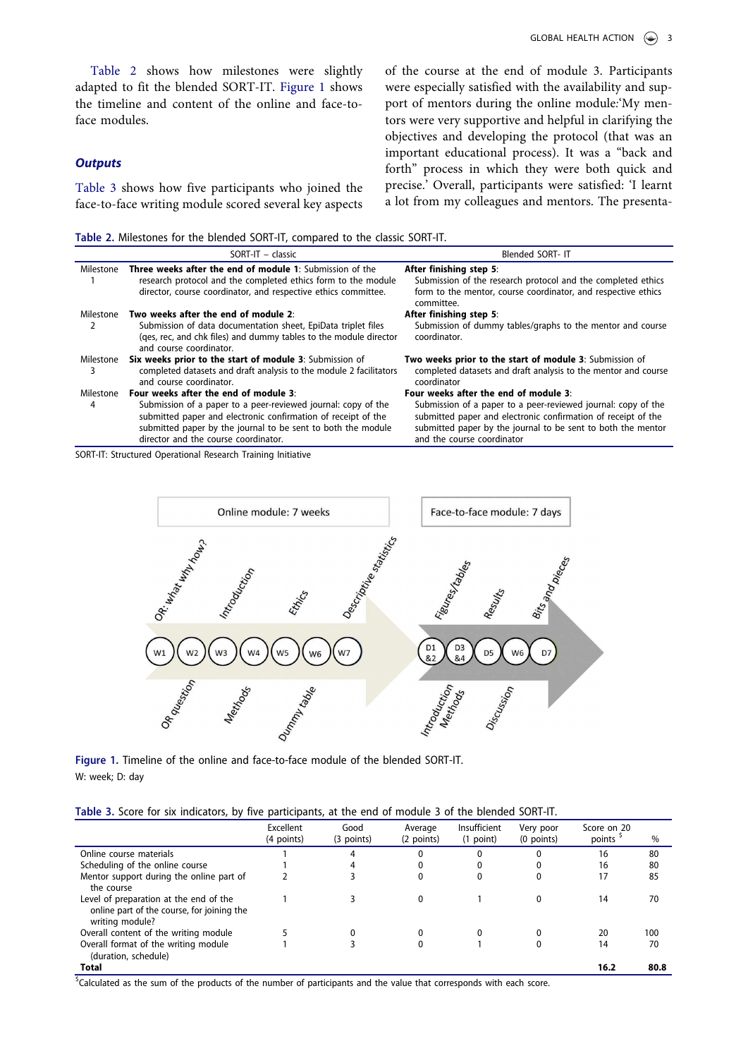Table 2 shows how milestones were slightly adapted to fit the blended SORT-IT. Figure 1 shows the timeline and content of the online and face-to-face modules.

### Outputs

Table 3 shows how five participants who joined the face-to-face writing module scored several key aspects of the course at the end of module 3. Participants were especially satisfied with the availability and support of mentors during the online module:'My mentors were very supportive and helpful in clarifying the objectives and developing the protocol (that was an important educational process). It was a "back and forth" process in which they were both quick and precise.' Overall, participants were satisfied: 'I learnt a lot from my colleagues and mentors. The presenta-

**Table 2.** Milestones for the blended SORT-IT, compared to the classic SORT-IT.

| | SORT-IT – classic | Blended SORT- IT |
|---|---|---|
| Milestone 1 | **Three weeks after the end of module 1**: Submission of the research protocol and the completed ethics form to the module director, course coordinator, and respective ethics committee. | **After finishing step 5**: Submission of the research protocol and the completed ethics form to the mentor, course coordinator, and respective ethics committee. |
| Milestone 2 | **Two weeks after the end of module 2**: Submission of data documentation sheet, EpiData triplet files (qes, rec, and chk files) and dummy tables to the module director and course coordinator. | **After finishing step 5**: Submission of dummy tables/graphs to the mentor and course coordinator. |
| Milestone 3 | **Six weeks prior to the start of module 3**: Submission of completed datasets and draft analysis to the module 2 facilitators and course coordinator. | **Two weeks prior to the start of module 3**: Submission of completed datasets and draft analysis to the mentor and course coordinator |
| Milestone 4 | **Four weeks after the end of module 3**: Submission of a paper to a peer-reviewed journal: copy of the submitted paper and electronic confirmation of receipt of the submitted paper by the journal to be sent to both the module director and the course coordinator. | **Four weeks after the end of module 3**: Submission of a paper to a peer-reviewed journal: copy of the submitted paper and electronic confirmation of receipt of the submitted paper by the journal to be sent to both the mentor and the course coordinator |

SORT-IT: Structured Operational Research Training Initiative

**Figure 1.** Timeline of the online and face-to-face module of the blended SORT-IT.
W: week; D: day

**Table 3.** Score for six indicators, by five participants, at the end of module 3 of the blended SORT-IT.

| | Excellent (4 points) | Good (3 points) | Average (2 points) | Insufficient (1 point) | Very poor (0 points) | Score on 20 points [$] | % |
|---|---|---|---|---|---|---|---|
| Online course materials | 1 | 4 | 0 | 0 | 0 | 16 | 80 |
| Scheduling of the online course | 1 | 4 | 0 | 0 | 0 | 16 | 80 |
| Mentor support during the online part of the course | 2 | 3 | 0 | 0 | 0 | 17 | 85 |
| Level of preparation at the end of the online part of the course, for joining the writing module? | 1 | 3 | 0 | 1 | 0 | 14 | 70 |
| Overall content of the writing module | 5 | 0 | 0 | 0 | 0 | 20 | 100 |
| Overall format of the writing module (duration, schedule) | 1 | 3 | 0 | 1 | 0 | 14 | 70 |
| **Total** | | | | | | **16.2** | **80.8** |

[$] Calculated as the sum of the products of the number of participants and the value that corresponds with each score.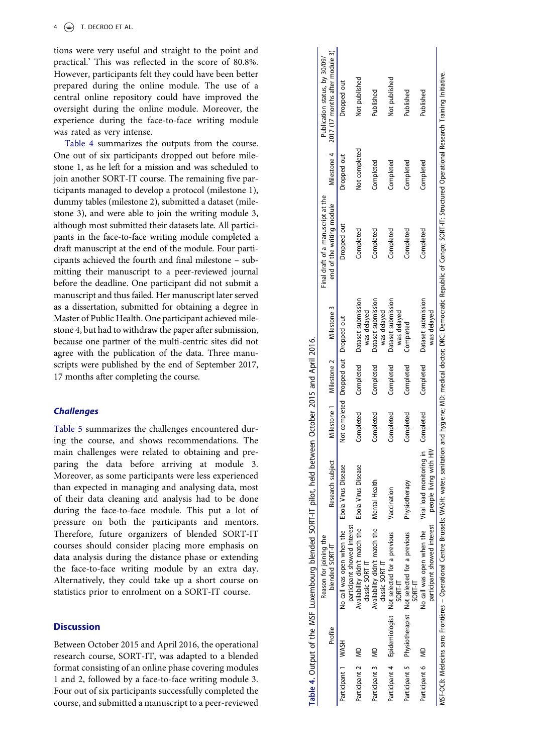tions were very useful and straight to the point and practical.' This was reflected in the score of 80.8%. However, participants felt they could have been better prepared during the online module. The use of a central online repository could have improved the oversight during the online module. Moreover, the experience during the face-to-face writing module was rated as very intense.

Table 4 summarizes the outputs from the course. One out of six participants dropped out before milestone 1, as he left for a mission and was scheduled to join another SORT-IT course. The remaining five participants managed to develop a protocol (milestone 1), dummy tables (milestone 2), submitted a dataset (milestone 3), and were able to join the writing module 3, although most submitted their datasets late. All participants in the face-to-face writing module completed a draft manuscript at the end of the module. Four participants achieved the fourth and final milestone – submitting their manuscript to a peer-reviewed journal before the deadline. One participant did not submit a manuscript and thus failed. Her manuscript later served as a dissertation, submitted for obtaining a degree in Master of Public Health. One participant achieved milestone 4, but had to withdraw the paper after submission, because one partner of the multi-centric sites did not agree with the publication of the data. Three manuscripts were published by the end of September 2017, 17 months after completing the course.

**Table 4.** Output of the MSF Luxembourg blended SORT-IT pilot, held between October 2015 and April 2016.

| | Profile | Reason for joining the blended SORT-IT | Research subject | Milestone 1 | Milestone 2 | Milestone 3 | Final draft of a manuscript at the end of the writing module | Milestone 4 | Publication status, by 30/09/2017 (17 months after module 3) |
|---|---|---|---|---|---|---|---|---|---|
| Participant 1 | WASH | No call was open when the participant showed interest | Ebola Virus Disease | Not completed | Dropped out | Dropped out | Dropped out | Dropped out | Dropped out |
| Participant 2 | MD | Availability didn't match the classic SORT-IT | Ebola Virus Disease | Completed | Completed | Dataset submission was delayed | Completed | Not completed | Not published |
| Participant 3 | MD | Availability didn't match the classic SORT-IT | Mental Health | Completed | Completed | Dataset submission was delayed | Completed | Completed | Published |
| Participant 4 | Epidemiologist | Not selected for a previous SORT-IT | Vaccination | Completed | Completed | Dataset submission was delayed | Completed | Completed | Not published |
| Participant 5 | Physiotherapist | Not selected for a previous SORT-IT | Physiotherapy | Completed | Completed | Completed | Completed | Completed | Published |
| Participant 6 | MD | No call was open when the participant showed interest | Viral load monitoring in people living with HIV | Completed | Completed | Dataset submission was delayed | Completed | Completed | Published |

MSF-OCB: Médecins sans Frontières – Operational Centre Brussels; WASH: water, sanitation and hygiene; MD: medical doctor; DRC: Democratic Republic of Congo; SORT-IT: Structured Operational Research Training Initiative.

### Challenges

Table 5 summarizes the challenges encountered during the course, and shows recommendations. The main challenges were related to obtaining and preparing the data before arriving at module 3. Moreover, as some participants were less experienced than expected in managing and analysing data, most of their data cleaning and analysis had to be done during the face-to-face module. This put a lot of pressure on both the participants and mentors. Therefore, future organizers of blended SORT-IT courses should consider placing more emphasis on data analysis during the distance phase or extending the face-to-face writing module by an extra day. Alternatively, they could take up a short course on statistics prior to enrolment on a SORT-IT course.

## Discussion

Between October 2015 and April 2016, the operational research course, SORT-IT, was adapted to a blended format consisting of an online phase covering modules 1 and 2, followed by a face-to-face writing module 3. Four out of six participants successfully completed the course, and submitted a manuscript to a peer-reviewed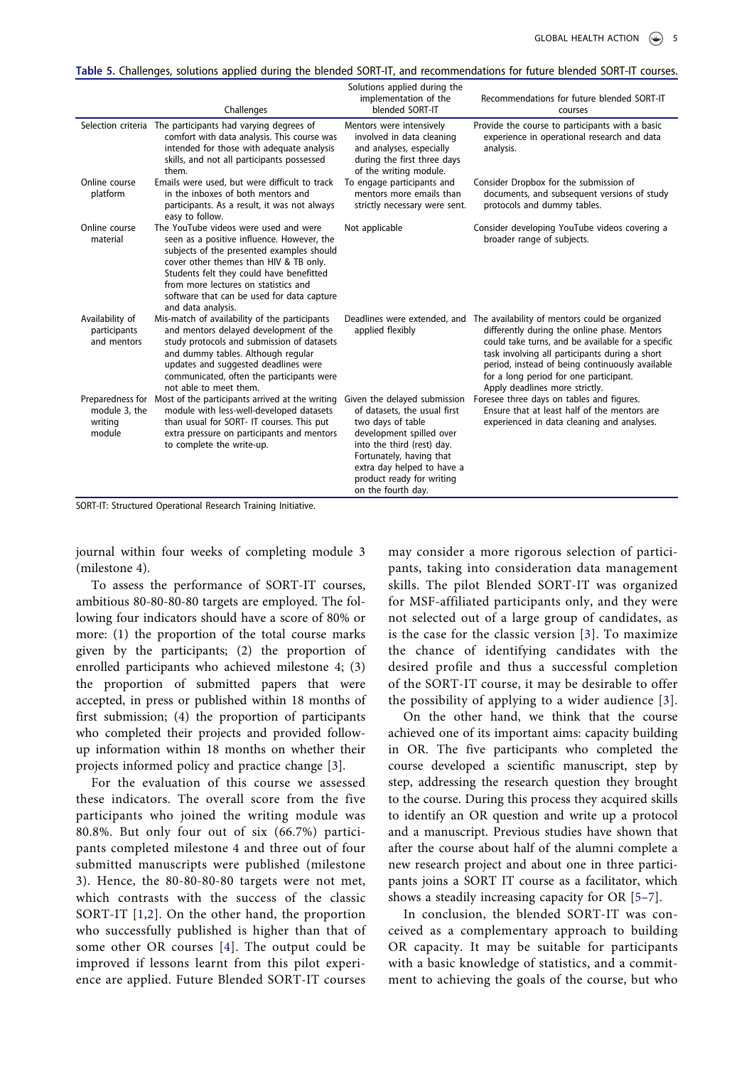**Table 5.** Challenges, solutions applied during the blended SORT-IT, and recommendations for future blended SORT-IT courses.

| | Challenges | Solutions applied during the implementation of the blended SORT-IT | Recommendations for future blended SORT-IT courses |
|---|---|---|---|
| Selection criteria | The participants had varying degrees of comfort with data analysis. This course was intended for those with adequate analysis skills, and not all participants possessed them. | Mentors were intensively involved in data cleaning and analyses, especially during the first three days of the writing module. | Provide the course to participants with a basic experience in operational research and data analysis. |
| Online course platform | Emails were used, but were difficult to track in the inboxes of both mentors and participants. As a result, it was not always easy to follow. | To engage participants and mentors more emails than strictly necessary were sent. | Consider Dropbox for the submission of documents, and subsequent versions of study protocols and dummy tables. |
| Online course material | The YouTube videos were used and were seen as a positive influence. However, the subjects of the presented examples should cover other themes than HIV & TB only. Students felt they could have benefitted from more lectures on statistics and software that can be used for data capture and data analysis. | Not applicable | Consider developing YouTube videos covering a broader range of subjects. |
| Availability of participants and mentors | Mis-match of availability of the participants and mentors delayed development of the study protocols and submission of datasets and dummy tables. Although regular updates and suggested deadlines were communicated, often the participants were not able to meet them. | Deadlines were extended, and applied flexibly | The availability of mentors could be organized differently during the online phase. Mentors could take turns, and be available for a specific task involving all participants during a short period, instead of being continuously available for a long period for one participant. Apply deadlines more strictly. |
| Preparedness for module 3, the writing module | Most of the participants arrived at the writing module with less-well-developed datasets than usual for SORT- IT courses. This put extra pressure on participants and mentors to complete the write-up. | Given the delayed submission of datasets, the usual first two days of table development spilled over into the third (rest) day. Fortunately, having that extra day helped to have a product ready for writing on the fourth day. | Foresee three days on tables and figures. Ensure that at least half of the mentors are experienced in data cleaning and analyses. |

SORT-IT: Structured Operational Research Training Initiative.

journal within four weeks of completing module 3 (milestone 4).

To assess the performance of SORT-IT courses, ambitious 80-80-80-80 targets are employed. The following four indicators should have a score of 80% or more: (1) the proportion of the total course marks given by the participants; (2) the proportion of enrolled participants who achieved milestone 4; (3) the proportion of submitted papers that were accepted, in press or published within 18 months of first submission; (4) the proportion of participants who completed their projects and provided follow-up information within 18 months on whether their projects informed policy and practice change [3].

For the evaluation of this course we assessed these indicators. The overall score from the five participants who joined the writing module was 80.8%. But only four out of six (66.7%) participants completed milestone 4 and three out of four submitted manuscripts were published (milestone 3). Hence, the 80-80-80-80 targets were not met, which contrasts with the success of the classic SORT-IT [1,2]. On the other hand, the proportion who successfully published is higher than that of some other OR courses [4]. The output could be improved if lessons learnt from this pilot experience are applied. Future Blended SORT-IT courses may consider a more rigorous selection of participants, taking into consideration data management skills. The pilot Blended SORT-IT was organized for MSF-affiliated participants only, and they were not selected out of a large group of candidates, as is the case for the classic version [3]. To maximize the chance of identifying candidates with the desired profile and thus a successful completion of the SORT-IT course, it may be desirable to offer the possibility of applying to a wider audience [3].

On the other hand, we think that the course achieved one of its important aims: capacity building in OR. The five participants who completed the course developed a scientific manuscript, step by step, addressing the research question they brought to the course. During this process they acquired skills to identify an OR question and write up a protocol and a manuscript. Previous studies have shown that after the course about half of the alumni complete a new research project and about one in three participants joins a SORT IT course as a facilitator, which shows a steadily increasing capacity for OR [5–7].

In conclusion, the blended SORT-IT was conceived as a complementary approach to building OR capacity. It may be suitable for participants with a basic knowledge of statistics, and a commitment to achieving the goals of the course, but who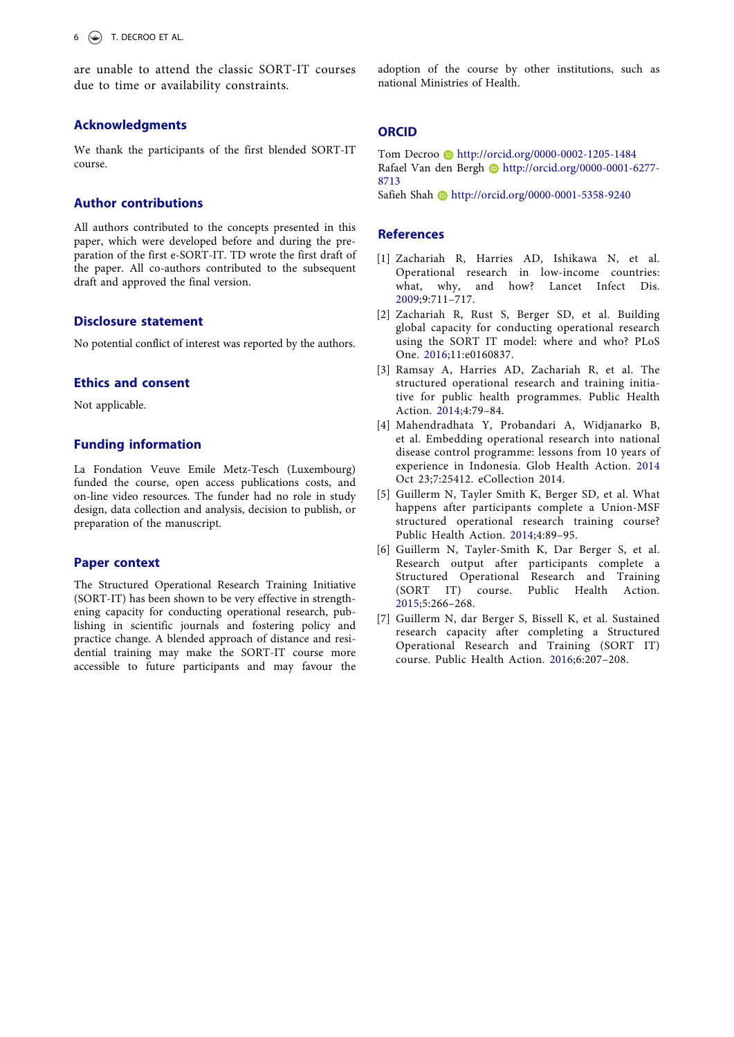are unable to attend the classic SORT-IT courses due to time or availability constraints.

## Acknowledgments

We thank the participants of the first blended SORT-IT course.

## Author contributions

All authors contributed to the concepts presented in this paper, which were developed before and during the preparation of the first e-SORT-IT. TD wrote the first draft of the paper. All co-authors contributed to the subsequent draft and approved the final version.

## Disclosure statement

No potential conflict of interest was reported by the authors.

## Ethics and consent

Not applicable.

## Funding information

La Fondation Veuve Emile Metz-Tesch (Luxembourg) funded the course, open access publications costs, and on-line video resources. The funder had no role in study design, data collection and analysis, decision to publish, or preparation of the manuscript.

## Paper context

The Structured Operational Research Training Initiative (SORT-IT) has been shown to be very effective in strengthening capacity for conducting operational research, publishing in scientific journals and fostering policy and practice change. A blended approach of distance and residential training may make the SORT-IT course more accessible to future participants and may favour the adoption of the course by other institutions, such as national Ministries of Health.

## ORCID

Tom Decroo http://orcid.org/0000-0002-1205-1484
Rafael Van den Bergh http://orcid.org/0000-0001-6277-8713
Safieh Shah http://orcid.org/0000-0001-5358-9240

## References

[1] Zachariah R, Harries AD, Ishikawa N, et al. Operational research in low-income countries: what, why, and how? Lancet Infect Dis. 2009;9:711–717.

[2] Zachariah R, Rust S, Berger SD, et al. Building global capacity for conducting operational research using the SORT IT model: where and who? PLoS One. 2016;11:e0160837.

[3] Ramsay A, Harries AD, Zachariah R, et al. The structured operational research and training initiative for public health programmes. Public Health Action. 2014;4:79–84.

[4] Mahendradhata Y, Probandari A, Widjanarko B, et al. Embedding operational research into national disease control programme: lessons from 10 years of experience in Indonesia. Glob Health Action. 2014 Oct 23;7:25412. eCollection 2014.

[5] Guillerm N, Tayler Smith K, Berger SD, et al. What happens after participants complete a Union-MSF structured operational research training course? Public Health Action. 2014;4:89–95.

[6] Guillerm N, Tayler-Smith K, Dar Berger S, et al. Research output after participants complete a Structured Operational Research and Training (SORT IT) course. Public Health Action. 2015;5:266–268.

[7] Guillerm N, dar Berger S, Bissell K, et al. Sustained research capacity after completing a Structured Operational Research and Training (SORT IT) course. Public Health Action. 2016;6:207–208.